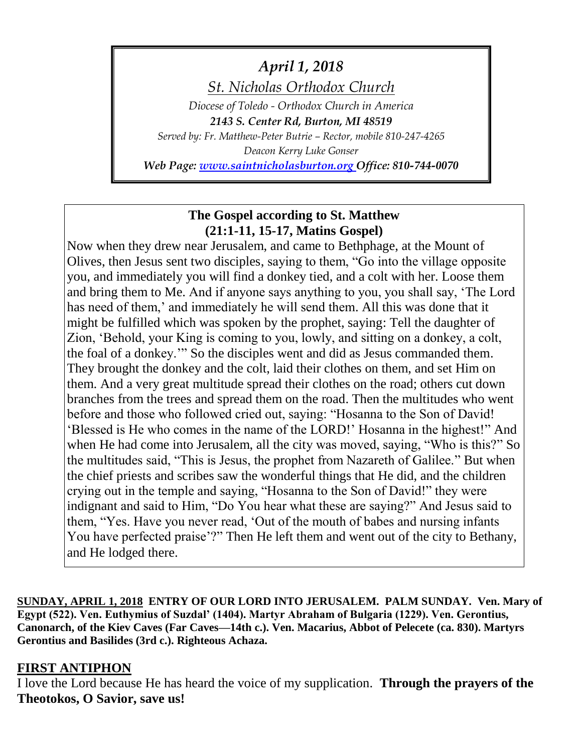*April 1, 2018*

*St. Nicholas Orthodox Church*

*Diocese of Toledo - Orthodox Church in America*

***2143 S. Center Rd, Burton, MI 48519***

*Served by: Fr. Matthew-Peter Butrie – Rector, mobile 810-247-4265*

*Deacon Kerry Luke Gonser*

***Web Page: [www.saintnicholasburton.org](http://www.saintnicholasburton.org) Office: 810-744-0070***

**The Gospel according to St. Matthew (21:1-11, 15-17, Matins Gospel)**

Now when they drew near Jerusalem, and came to Bethphage, at the Mount of Olives, then Jesus sent two disciples, saying to them, "Go into the village opposite you, and immediately you will find a donkey tied, and a colt with her. Loose them and bring them to Me. And if anyone says anything to you, you shall say, 'The Lord has need of them,' and immediately he will send them. All this was done that it might be fulfilled which was spoken by the prophet, saying: Tell the daughter of Zion, 'Behold, your King is coming to you, lowly, and sitting on a donkey, a colt, the foal of a donkey.'" So the disciples went and did as Jesus commanded them. They brought the donkey and the colt, laid their clothes on them, and set Him on them. And a very great multitude spread their clothes on the road; others cut down branches from the trees and spread them on the road. Then the multitudes who went before and those who followed cried out, saying: "Hosanna to the Son of David! 'Blessed is He who comes in the name of the LORD!' Hosanna in the highest!" And when He had come into Jerusalem, all the city was moved, saying, "Who is this?" So the multitudes said, "This is Jesus, the prophet from Nazareth of Galilee." But when the chief priests and scribes saw the wonderful things that He did, and the children crying out in the temple and saying, "Hosanna to the Son of David!" they were indignant and said to Him, "Do You hear what these are saying?" And Jesus said to them, "Yes. Have you never read, 'Out of the mouth of babes and nursing infants You have perfected praise'?" Then He left them and went out of the city to Bethany, and He lodged there.

**SUNDAY, APRIL 1, 2018 ENTRY OF OUR LORD INTO JERUSALEM. PALM SUNDAY. Ven. Mary of Egypt (522). Ven. Euthymius of Suzdal' (1404). Martyr Abraham of Bulgaria (1229). Ven. Gerontius, Canonarch, of the Kiev Caves (Far Caves—14th c.). Ven. Macarius, Abbot of Pelecete (ca. 830). Martyrs Gerontius and Basilides (3rd c.). Righteous Achaza.**

## FIRST ANTIPHON

I love the Lord because He has heard the voice of my supplication. **Through the prayers of the Theotokos, O Savior, save us!**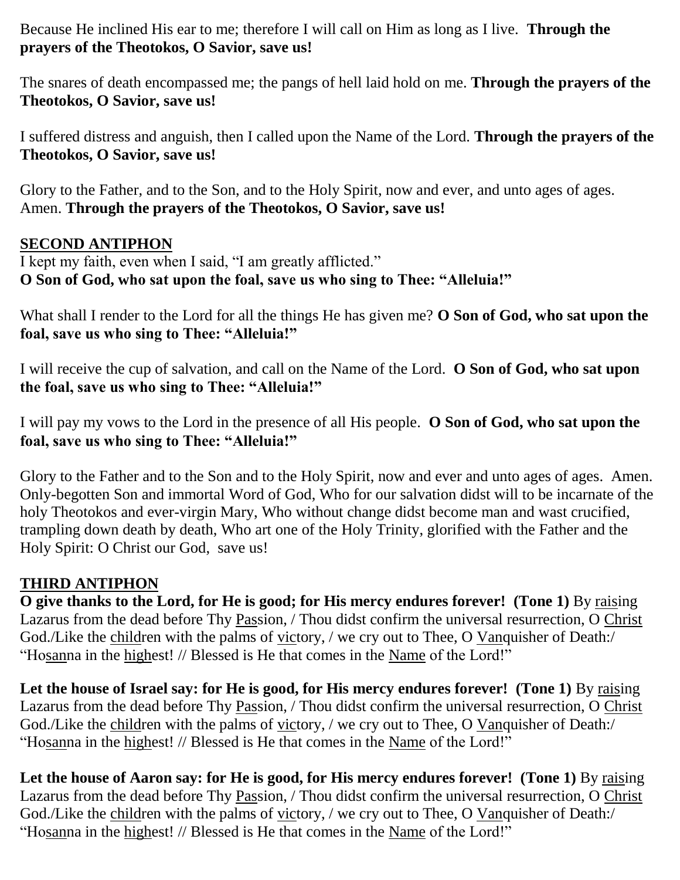Because He inclined His ear to me; therefore I will call on Him as long as I live. **Through the prayers of the Theotokos, O Savior, save us!**

The snares of death encompassed me; the pangs of hell laid hold on me. **Through the prayers of the Theotokos, O Savior, save us!**

I suffered distress and anguish, then I called upon the Name of the Lord. **Through the prayers of the Theotokos, O Savior, save us!**

Glory to the Father, and to the Son, and to the Holy Spirit, now and ever, and unto ages of ages. Amen. **Through the prayers of the Theotokos, O Savior, save us!**

## SECOND ANTIPHON

I kept my faith, even when I said, "I am greatly afflicted."
**O Son of God, who sat upon the foal, save us who sing to Thee: "Alleluia!"**

What shall I render to the Lord for all the things He has given me? **O Son of God, who sat upon the foal, save us who sing to Thee: "Alleluia!"**

I will receive the cup of salvation, and call on the Name of the Lord. **O Son of God, who sat upon the foal, save us who sing to Thee: "Alleluia!"**

I will pay my vows to the Lord in the presence of all His people. **O Son of God, who sat upon the foal, save us who sing to Thee: "Alleluia!"**

Glory to the Father and to the Son and to the Holy Spirit, now and ever and unto ages of ages. Amen. Only-begotten Son and immortal Word of God, Who for our salvation didst will to be incarnate of the holy Theotokos and ever-virgin Mary, Who without change didst become man and wast crucified, trampling down death by death, Who art one of the Holy Trinity, glorified with the Father and the Holy Spirit: O Christ our God, save us!

## THIRD ANTIPHON

**O give thanks to the Lord, for He is good; for His mercy endures forever! (Tone 1)** By raising Lazarus from the dead before Thy Passion, / Thou didst confirm the universal resurrection, O Christ God./Like the children with the palms of victory, / we cry out to Thee, O Vanquisher of Death:/ "Hosanna in the highest! // Blessed is He that comes in the Name of the Lord!"

**Let the house of Israel say: for He is good, for His mercy endures forever! (Tone 1)** By raising Lazarus from the dead before Thy Passion, / Thou didst confirm the universal resurrection, O Christ God./Like the children with the palms of victory, / we cry out to Thee, O Vanquisher of Death:/ "Hosanna in the highest! // Blessed is He that comes in the Name of the Lord!"

**Let the house of Aaron say: for He is good, for His mercy endures forever! (Tone 1)** By raising Lazarus from the dead before Thy Passion, / Thou didst confirm the universal resurrection, O Christ God./Like the children with the palms of victory, / we cry out to Thee, O Vanquisher of Death:/ "Hosanna in the highest! // Blessed is He that comes in the Name of the Lord!"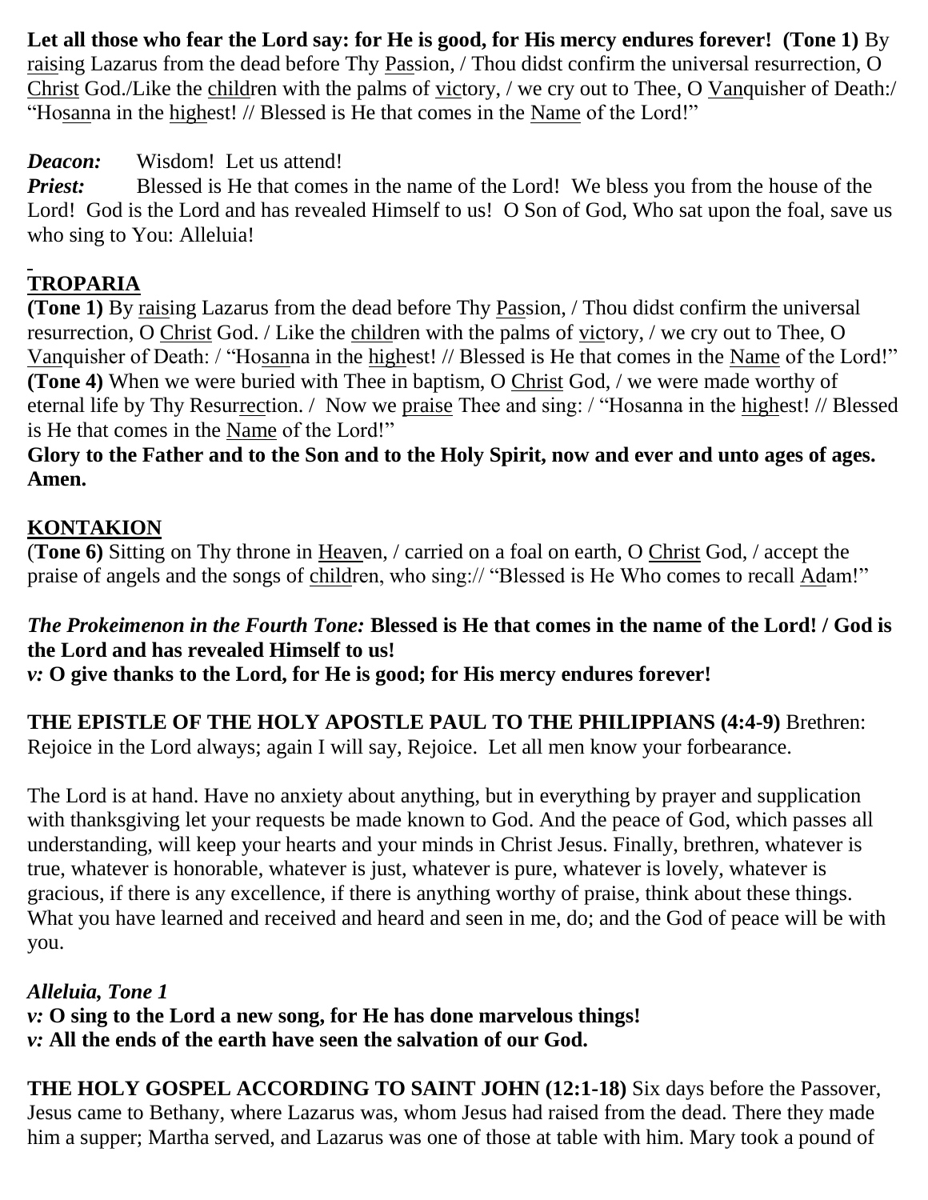**Let all those who fear the Lord say: for He is good, for His mercy endures forever! (Tone 1)** By raising Lazarus from the dead before Thy Passion, / Thou didst confirm the universal resurrection, O Christ God./Like the children with the palms of victory, / we cry out to Thee, O Vanquisher of Death:/ "Hosanna in the highest! // Blessed is He that comes in the Name of the Lord!"

***Deacon:*** Wisdom! Let us attend!

***Priest:*** Blessed is He that comes in the name of the Lord! We bless you from the house of the Lord! God is the Lord and has revealed Himself to us! O Son of God, Who sat upon the foal, save us who sing to You: Alleluia!

## TROPARIA

**(Tone 1)** By raising Lazarus from the dead before Thy Passion, / Thou didst confirm the universal resurrection, O Christ God. / Like the children with the palms of victory, / we cry out to Thee, O Vanquisher of Death: / "Hosanna in the highest! // Blessed is He that comes in the Name of the Lord!"
**(Tone 4)** When we were buried with Thee in baptism, O Christ God, / we were made worthy of eternal life by Thy Resurrection. / Now we praise Thee and sing: / "Hosanna in the highest! // Blessed is He that comes in the Name of the Lord!"

**Glory to the Father and to the Son and to the Holy Spirit, now and ever and unto ages of ages. Amen.**

## KONTAKION

(**Tone 6)** Sitting on Thy throne in Heaven, / carried on a foal on earth, O Christ God, / accept the praise of angels and the songs of children, who sing:// "Blessed is He Who comes to recall Adam!"

***The Prokeimenon in the Fourth Tone:*** **Blessed is He that comes in the name of the Lord! / God is the Lord and has revealed Himself to us!**
***v:*** **O give thanks to the Lord, for He is good; for His mercy endures forever!**

**THE EPISTLE OF THE HOLY APOSTLE PAUL TO THE PHILIPPIANS (4:4-9)** Brethren: Rejoice in the Lord always; again I will say, Rejoice. Let all men know your forbearance.

The Lord is at hand. Have no anxiety about anything, but in everything by prayer and supplication with thanksgiving let your requests be made known to God. And the peace of God, which passes all understanding, will keep your hearts and your minds in Christ Jesus. Finally, brethren, whatever is true, whatever is honorable, whatever is just, whatever is pure, whatever is lovely, whatever is gracious, if there is any excellence, if there is anything worthy of praise, think about these things. What you have learned and received and heard and seen in me, do; and the God of peace will be with you.

***Alleluia, Tone 1***
***v:*** **O sing to the Lord a new song, for He has done marvelous things!**
***v:*** **All the ends of the earth have seen the salvation of our God.**

**THE HOLY GOSPEL ACCORDING TO SAINT JOHN (12:1-18)** Six days before the Passover, Jesus came to Bethany, where Lazarus was, whom Jesus had raised from the dead. There they made him a supper; Martha served, and Lazarus was one of those at table with him. Mary took a pound of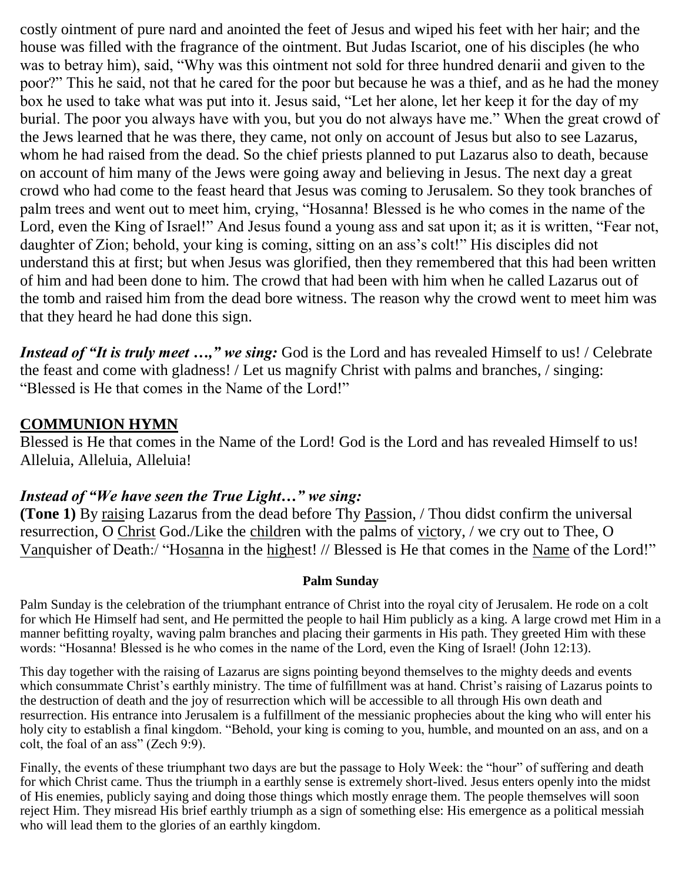costly ointment of pure nard and anointed the feet of Jesus and wiped his feet with her hair; and the house was filled with the fragrance of the ointment. But Judas Iscariot, one of his disciples (he who was to betray him), said, "Why was this ointment not sold for three hundred denarii and given to the poor?" This he said, not that he cared for the poor but because he was a thief, and as he had the money box he used to take what was put into it. Jesus said, "Let her alone, let her keep it for the day of my burial. The poor you always have with you, but you do not always have me." When the great crowd of the Jews learned that he was there, they came, not only on account of Jesus but also to see Lazarus, whom he had raised from the dead. So the chief priests planned to put Lazarus also to death, because on account of him many of the Jews were going away and believing in Jesus. The next day a great crowd who had come to the feast heard that Jesus was coming to Jerusalem. So they took branches of palm trees and went out to meet him, crying, "Hosanna! Blessed is he who comes in the name of the Lord, even the King of Israel!" And Jesus found a young ass and sat upon it; as it is written, "Fear not, daughter of Zion; behold, your king is coming, sitting on an ass's colt!" His disciples did not understand this at first; but when Jesus was glorified, then they remembered that this had been written of him and had been done to him. The crowd that had been with him when he called Lazarus out of the tomb and raised him from the dead bore witness. The reason why the crowd went to meet him was that they heard he had done this sign.

***Instead of "It is truly meet …," we sing:*** God is the Lord and has revealed Himself to us! / Celebrate the feast and come with gladness! / Let us magnify Christ with palms and branches, / singing: "Blessed is He that comes in the Name of the Lord!"

## COMMUNION HYMN

Blessed is He that comes in the Name of the Lord! God is the Lord and has revealed Himself to us! Alleluia, Alleluia, Alleluia!

### *Instead of "We have seen the True Light…" we sing:*

**(Tone 1)** By <u>rais</u>ing Lazarus from the dead before Thy <u>Pas</u>sion, / Thou didst confirm the universal resurrection, O <u>Christ</u> God./Like the <u>child</u>ren with the palms of <u>vic</u>tory, / we cry out to Thee, O <u>Van</u>quisher of Death:/ "Ho<u>san</u>na in the <u>high</u>est! // Blessed is He that comes in the <u>Name</u> of the Lord!"

### Palm Sunday

Palm Sunday is the celebration of the triumphant entrance of Christ into the royal city of Jerusalem. He rode on a colt for which He Himself had sent, and He permitted the people to hail Him publicly as a king. A large crowd met Him in a manner befitting royalty, waving palm branches and placing their garments in His path. They greeted Him with these words: "Hosanna! Blessed is he who comes in the name of the Lord, even the King of Israel! (John 12:13).

This day together with the raising of Lazarus are signs pointing beyond themselves to the mighty deeds and events which consummate Christ's earthly ministry. The time of fulfillment was at hand. Christ's raising of Lazarus points to the destruction of death and the joy of resurrection which will be accessible to all through His own death and resurrection. His entrance into Jerusalem is a fulfillment of the messianic prophecies about the king who will enter his holy city to establish a final kingdom. "Behold, your king is coming to you, humble, and mounted on an ass, and on a colt, the foal of an ass" (Zech 9:9).

Finally, the events of these triumphant two days are but the passage to Holy Week: the "hour" of suffering and death for which Christ came. Thus the triumph in a earthly sense is extremely short-lived. Jesus enters openly into the midst of His enemies, publicly saying and doing those things which mostly enrage them. The people themselves will soon reject Him. They misread His brief earthly triumph as a sign of something else: His emergence as a political messiah who will lead them to the glories of an earthly kingdom.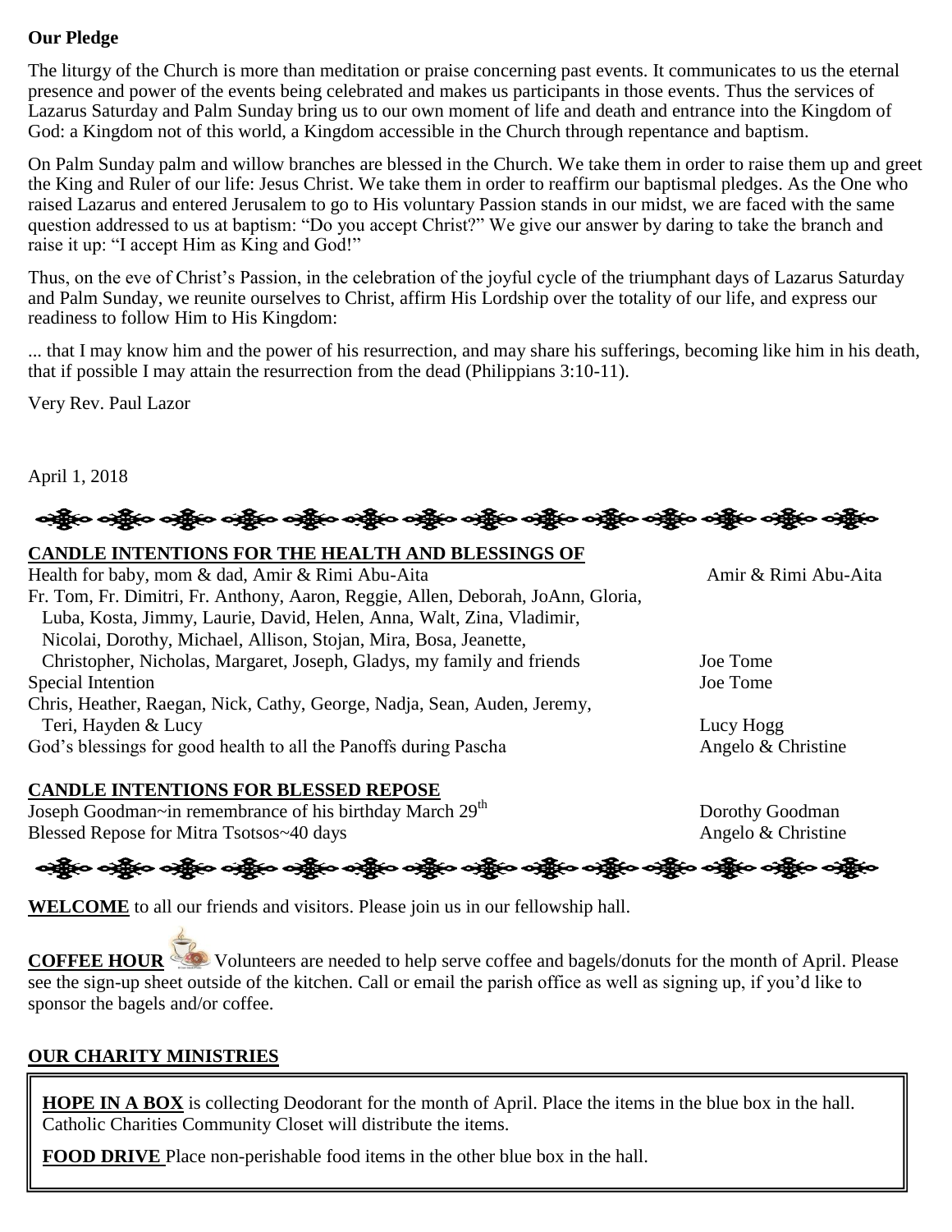**Our Pledge**

The liturgy of the Church is more than meditation or praise concerning past events. It communicates to us the eternal presence and power of the events being celebrated and makes us participants in those events. Thus the services of Lazarus Saturday and Palm Sunday bring us to our own moment of life and death and entrance into the Kingdom of God: a Kingdom not of this world, a Kingdom accessible in the Church through repentance and baptism.

On Palm Sunday palm and willow branches are blessed in the Church. We take them in order to raise them up and greet the King and Ruler of our life: Jesus Christ. We take them in order to reaffirm our baptismal pledges. As the One who raised Lazarus and entered Jerusalem to go to His voluntary Passion stands in our midst, we are faced with the same question addressed to us at baptism: "Do you accept Christ?" We give our answer by daring to take the branch and raise it up: "I accept Him as King and God!"

Thus, on the eve of Christ's Passion, in the celebration of the joyful cycle of the triumphant days of Lazarus Saturday and Palm Sunday, we reunite ourselves to Christ, affirm His Lordship over the totality of our life, and express our readiness to follow Him to His Kingdom:

... that I may know him and the power of his resurrection, and may share his sufferings, becoming like him in his death, that if possible I may attain the resurrection from the dead (Philippians 3:10-11).

Very Rev. Paul Lazor

April 1, 2018

**CANDLE INTENTIONS FOR THE HEALTH AND BLESSINGS OF**

| Intention | Offered by |
|---|---|
| Health for baby, mom & dad, Amir & Rimi Abu-Aita | Amir & Rimi Abu-Aita |
| Fr. Tom, Fr. Dimitri, Fr. Anthony, Aaron, Reggie, Allen, Deborah, JoAnn, Gloria, Luba, Kosta, Jimmy, Laurie, David, Helen, Anna, Walt, Zina, Vladimir, Nicolai, Dorothy, Michael, Allison, Stojan, Mira, Bosa, Jeanette, Christopher, Nicholas, Margaret, Joseph, Gladys, my family and friends | Joe Tome |
| Special Intention | Joe Tome |
| Chris, Heather, Raegan, Nick, Cathy, George, Nadja, Sean, Auden, Jeremy, Teri, Hayden & Lucy | Lucy Hogg |
| God's blessings for good health to all the Panoffs during Pascha | Angelo & Christine |

**CANDLE INTENTIONS FOR BLESSED REPOSE**

| Intention | Offered by |
|---|---|
| Joseph Goodman~in remembrance of his birthday March 29th | Dorothy Goodman |
| Blessed Repose for Mitra Tsotsos~40 days | Angelo & Christine |

**WELCOME** to all our friends and visitors. Please join us in our fellowship hall.

**COFFEE HOUR** Volunteers are needed to help serve coffee and bagels/donuts for the month of April. Please see the sign-up sheet outside of the kitchen. Call or email the parish office as well as signing up, if you'd like to sponsor the bagels and/or coffee.

**OUR CHARITY MINISTRIES**

**HOPE IN A BOX** is collecting Deodorant for the month of April. Place the items in the blue box in the hall. Catholic Charities Community Closet will distribute the items.

**FOOD DRIVE** Place non-perishable food items in the other blue box in the hall.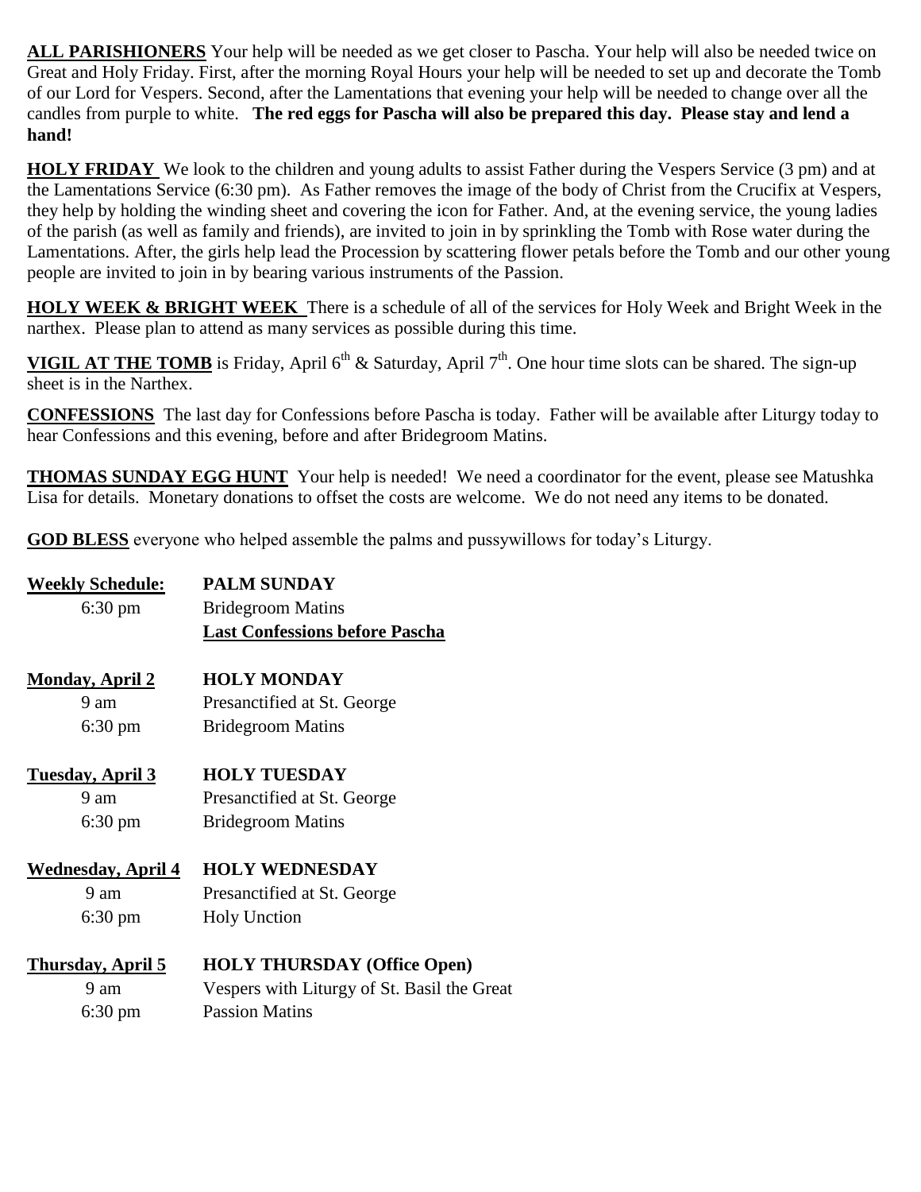**ALL PARISHIONERS** Your help will be needed as we get closer to Pascha. Your help will also be needed twice on Great and Holy Friday. First, after the morning Royal Hours your help will be needed to set up and decorate the Tomb of our Lord for Vespers. Second, after the Lamentations that evening your help will be needed to change over all the candles from purple to white. **The red eggs for Pascha will also be prepared this day. Please stay and lend a hand!**

**HOLY FRIDAY** We look to the children and young adults to assist Father during the Vespers Service (3 pm) and at the Lamentations Service (6:30 pm). As Father removes the image of the body of Christ from the Crucifix at Vespers, they help by holding the winding sheet and covering the icon for Father. And, at the evening service, the young ladies of the parish (as well as family and friends), are invited to join in by sprinkling the Tomb with Rose water during the Lamentations. After, the girls help lead the Procession by scattering flower petals before the Tomb and our other young people are invited to join in by bearing various instruments of the Passion.

**HOLY WEEK & BRIGHT WEEK** There is a schedule of all of the services for Holy Week and Bright Week in the narthex. Please plan to attend as many services as possible during this time.

**VIGIL AT THE TOMB** is Friday, April 6th & Saturday, April 7th. One hour time slots can be shared. The sign-up sheet is in the Narthex.

**CONFESSIONS** The last day for Confessions before Pascha is today. Father will be available after Liturgy today to hear Confessions and this evening, before and after Bridegroom Matins.

**THOMAS SUNDAY EGG HUNT** Your help is needed! We need a coordinator for the event, please see Matushka Lisa for details. Monetary donations to offset the costs are welcome. We do not need any items to be donated.

**GOD BLESS** everyone who helped assemble the palms and pussywillows for today's Liturgy.

| **Weekly Schedule:** | **PALM SUNDAY** |
|---|---|
| 6:30 pm | Bridegroom Matins |
| | **Last Confessions before Pascha** |
| **Monday, April 2** | **HOLY MONDAY** |
| 9 am | Presanctified at St. George |
| 6:30 pm | Bridegroom Matins |
| **Tuesday, April 3** | **HOLY TUESDAY** |
| 9 am | Presanctified at St. George |
| 6:30 pm | Bridegroom Matins |
| **Wednesday, April 4** | **HOLY WEDNESDAY** |
| 9 am | Presanctified at St. George |
| 6:30 pm | Holy Unction |
| **Thursday, April 5** | **HOLY THURSDAY (Office Open)** |
| 9 am | Vespers with Liturgy of St. Basil the Great |
| 6:30 pm | Passion Matins |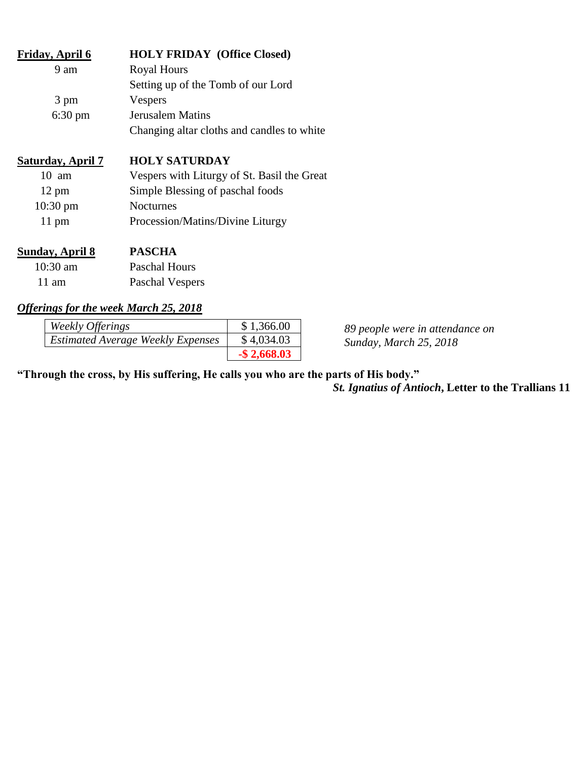**Friday, April 6** — **HOLY FRIDAY (Office Closed)**

| | |
|---|---|
| 9 am | Royal Hours |
| | Setting up of the Tomb of our Lord |
| 3 pm | Vespers |
| 6:30 pm | Jerusalem Matins |
| | Changing altar cloths and candles to white |

**Saturday, April 7** — **HOLY SATURDAY**

| | |
|---|---|
| 10 am | Vespers with Liturgy of St. Basil the Great |
| 12 pm | Simple Blessing of paschal foods |
| 10:30 pm | Nocturnes |
| 11 pm | Procession/Matins/Divine Liturgy |

**Sunday, April 8** — **PASCHA**

| | |
|---|---|
| 10:30 am | Paschal Hours |
| 11 am | Paschal Vespers |

***Offerings for the week March 25, 2018***

| | |
|---|---|
| *Weekly Offerings* | $ 1,366.00 |
| *Estimated Average Weekly Expenses* | $ 4,034.03 |
| | **-$ 2,668.03** |

*89 people were in attendance on Sunday, March 25, 2018*

**"Through the cross, by His suffering, He calls you who are the parts of His body."**

***St. Ignatius of Antioch*, Letter to the Trallians 11**